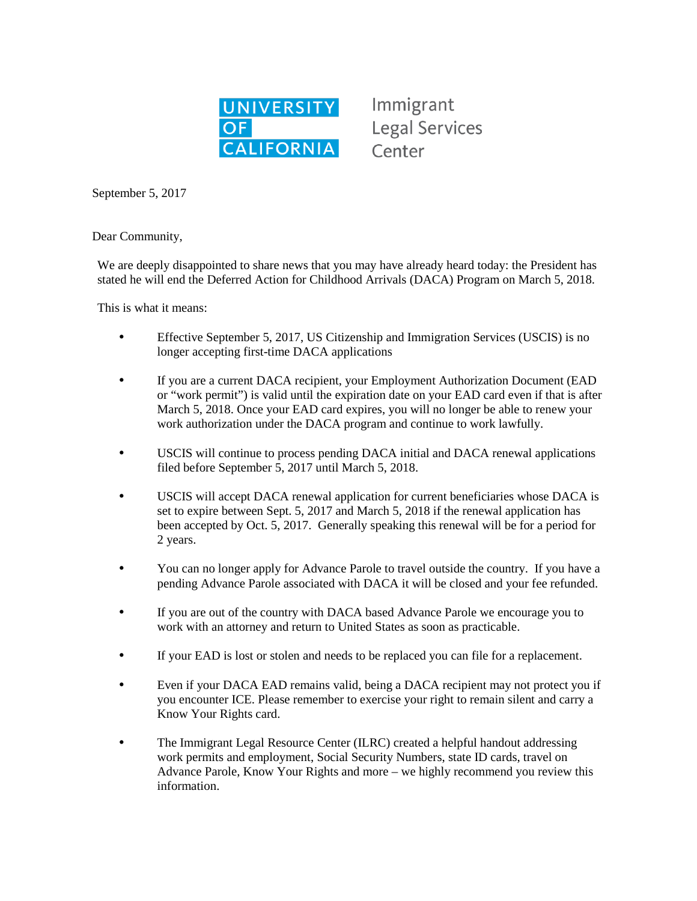UNIVERSITY OF CALIFORNIA | Immigrant Legal Services Center

September 5, 2017

Dear Community,

We are deeply disappointed to share news that you may have already heard today: the President has stated he will end the Deferred Action for Childhood Arrivals (DACA) Program on March 5, 2018.

This is what it means:

- Effective September 5, 2017, US Citizenship and Immigration Services (USCIS) is no longer accepting first-time DACA applications

- If you are a current DACA recipient, your Employment Authorization Document (EAD or "work permit") is valid until the expiration date on your EAD card even if that is after March 5, 2018. Once your EAD card expires, you will no longer be able to renew your work authorization under the DACA program and continue to work lawfully.

- USCIS will continue to process pending DACA initial and DACA renewal applications filed before September 5, 2017 until March 5, 2018.

- USCIS will accept DACA renewal application for current beneficiaries whose DACA is set to expire between Sept. 5, 2017 and March 5, 2018 if the renewal application has been accepted by Oct. 5, 2017. Generally speaking this renewal will be for a period for 2 years.

- You can no longer apply for Advance Parole to travel outside the country. If you have a pending Advance Parole associated with DACA it will be closed and your fee refunded.

- If you are out of the country with DACA based Advance Parole we encourage you to work with an attorney and return to United States as soon as practicable.

- If your EAD is lost or stolen and needs to be replaced you can file for a replacement.

- Even if your DACA EAD remains valid, being a DACA recipient may not protect you if you encounter ICE. Please remember to exercise your right to remain silent and carry a Know Your Rights card.

- The Immigrant Legal Resource Center (ILRC) created a helpful handout addressing work permits and employment, Social Security Numbers, state ID cards, travel on Advance Parole, Know Your Rights and more – we highly recommend you review this information.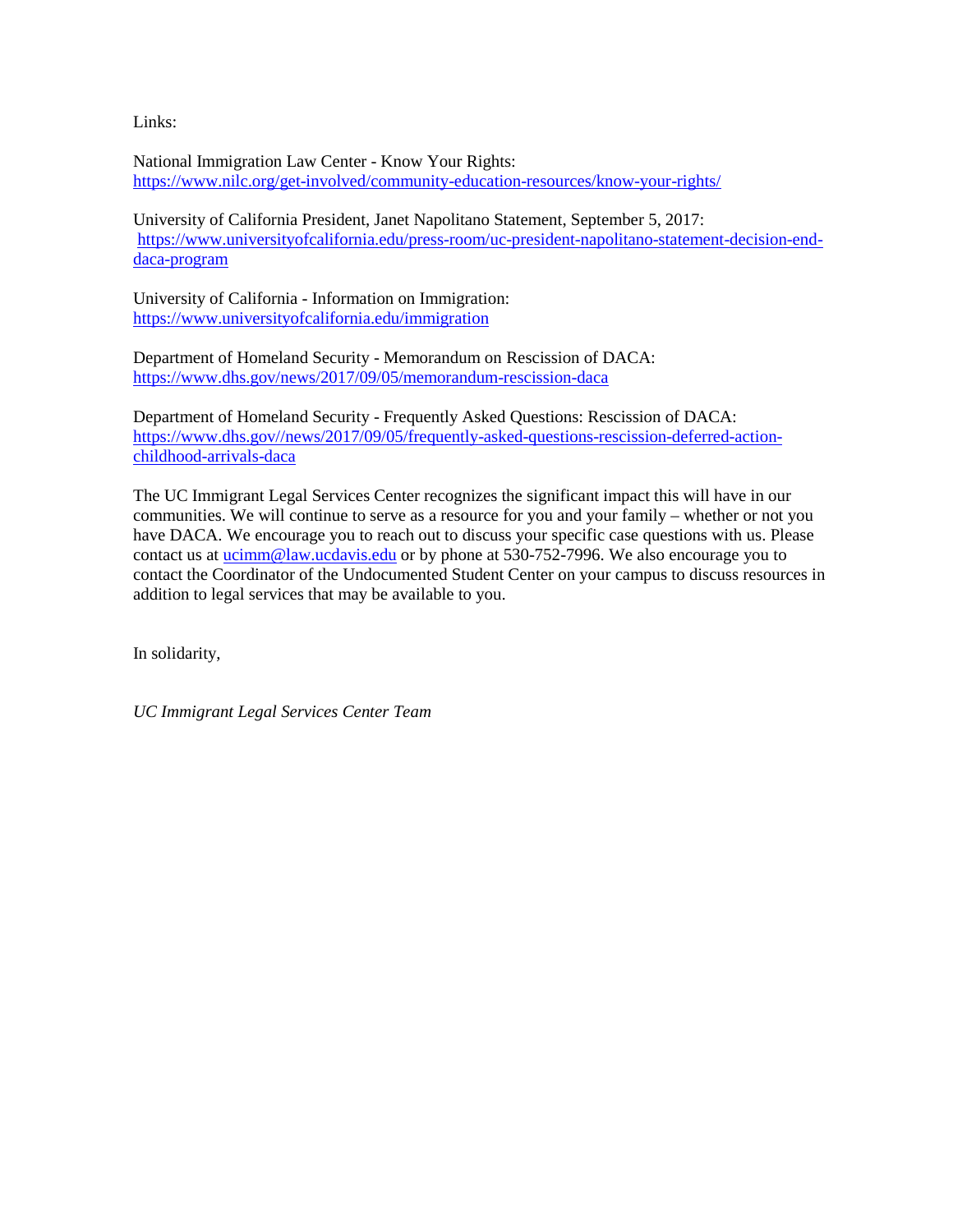Links:

National Immigration Law Center - Know Your Rights:
https://www.nilc.org/get-involved/community-education-resources/know-your-rights/

University of California President, Janet Napolitano Statement, September 5, 2017:
https://www.universityofcalifornia.edu/press-room/uc-president-napolitano-statement-decision-end-daca-program

University of California - Information on Immigration:
https://www.universityofcalifornia.edu/immigration

Department of Homeland Security - Memorandum on Rescission of DACA:
https://www.dhs.gov/news/2017/09/05/memorandum-rescission-daca

Department of Homeland Security - Frequently Asked Questions: Rescission of DACA:
https://www.dhs.gov//news/2017/09/05/frequently-asked-questions-rescission-deferred-action-childhood-arrivals-daca

The UC Immigrant Legal Services Center recognizes the significant impact this will have in our communities. We will continue to serve as a resource for you and your family – whether or not you have DACA. We encourage you to reach out to discuss your specific case questions with us. Please contact us at ucimm@law.ucdavis.edu or by phone at 530-752-7996. We also encourage you to contact the Coordinator of the Undocumented Student Center on your campus to discuss resources in addition to legal services that may be available to you.

In solidarity,

*UC Immigrant Legal Services Center Team*